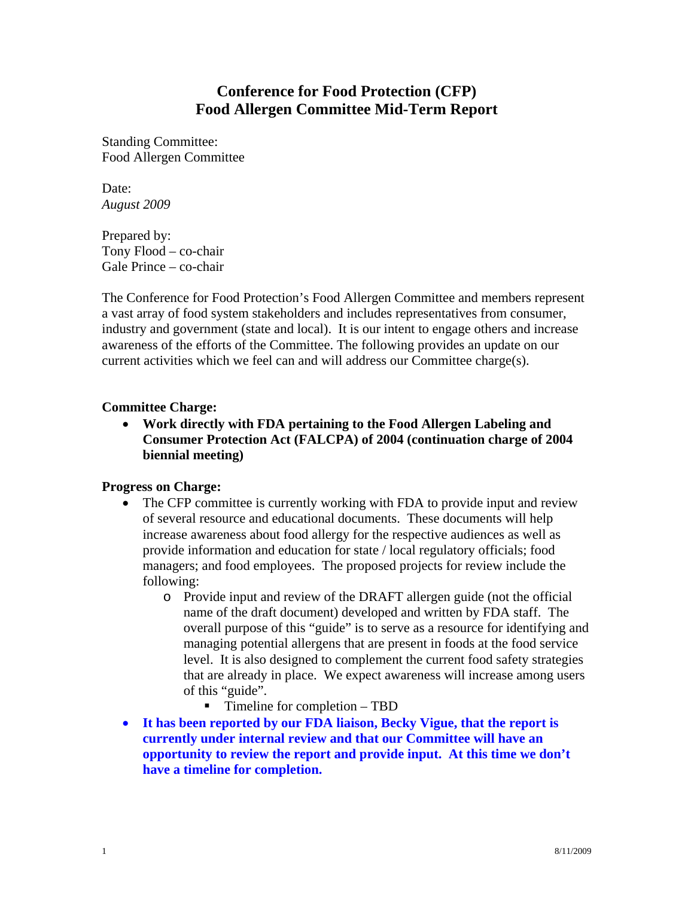# Conference for Food Protection (CFP)
# Food Allergen Committee Mid-Term Report

Standing Committee:
Food Allergen Committee

Date:
*August 2009*

Prepared by:
Tony Flood – co-chair
Gale Prince – co-chair

The Conference for Food Protection's Food Allergen Committee and members represent a vast array of food system stakeholders and includes representatives from consumer, industry and government (state and local). It is our intent to engage others and increase awareness of the efforts of the Committee. The following provides an update on our current activities which we feel can and will address our Committee charge(s).

**Committee Charge:**

- **Work directly with FDA pertaining to the Food Allergen Labeling and Consumer Protection Act (FALCPA) of 2004 (continuation charge of 2004 biennial meeting)**

**Progress on Charge:**

- The CFP committee is currently working with FDA to provide input and review of several resource and educational documents. These documents will help increase awareness about food allergy for the respective audiences as well as provide information and education for state / local regulatory officials; food managers; and food employees. The proposed projects for review include the following:
    - Provide input and review of the DRAFT allergen guide (not the official name of the draft document) developed and written by FDA staff. The overall purpose of this "guide" is to serve as a resource for identifying and managing potential allergens that are present in foods at the food service level. It is also designed to complement the current food safety strategies that are already in place. We expect awareness will increase among users of this "guide".
        - Timeline for completion – TBD
- **It has been reported by our FDA liaison, Becky Vigue, that the report is currently under internal review and that our Committee will have an opportunity to review the report and provide input. At this time we don't have a timeline for completion.**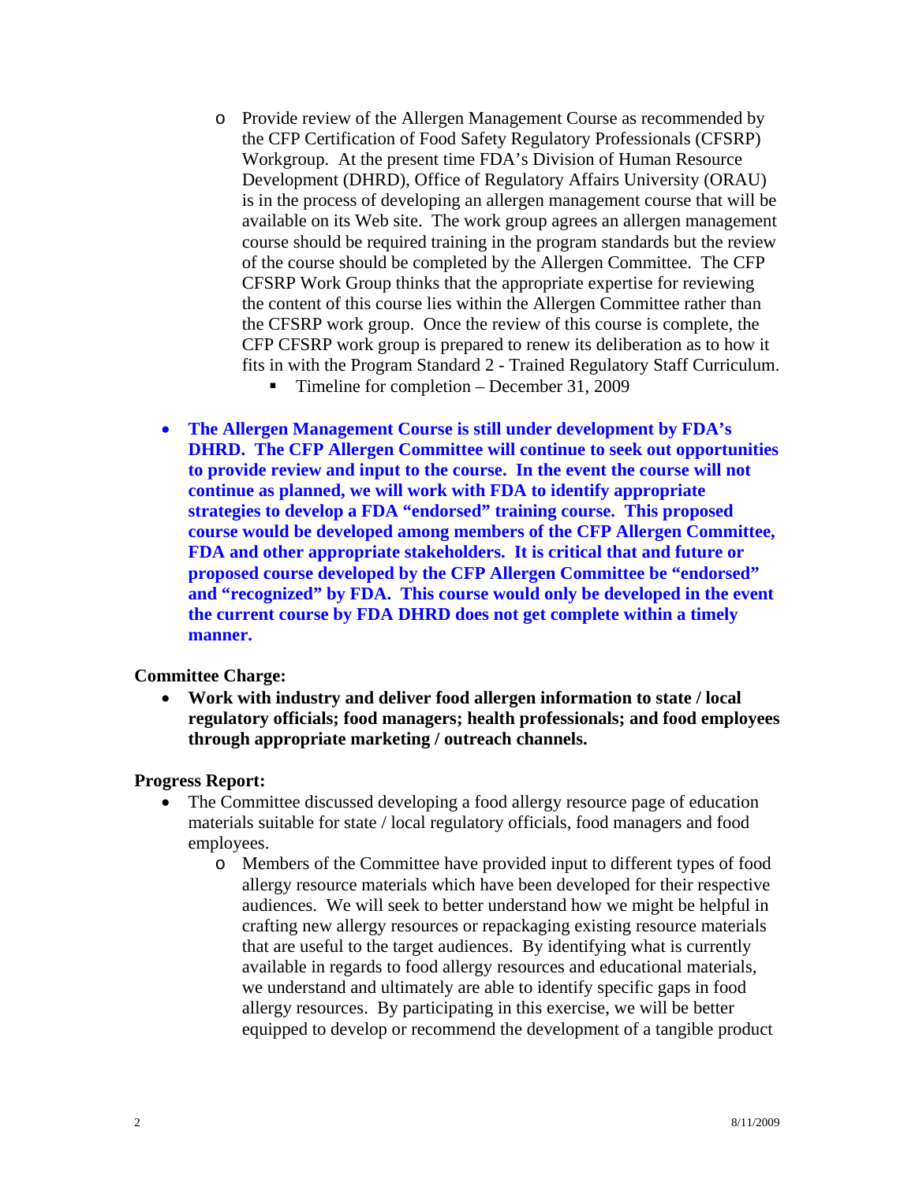- Provide review of the Allergen Management Course as recommended by the CFP Certification of Food Safety Regulatory Professionals (CFSRP) Workgroup. At the present time FDA's Division of Human Resource Development (DHRD), Office of Regulatory Affairs University (ORAU) is in the process of developing an allergen management course that will be available on its Web site. The work group agrees an allergen management course should be required training in the program standards but the review of the course should be completed by the Allergen Committee. The CFP CFSRP Work Group thinks that the appropriate expertise for reviewing the content of this course lies within the Allergen Committee rather than the CFSRP work group. Once the review of this course is complete, the CFP CFSRP work group is prepared to renew its deliberation as to how it fits in with the Program Standard 2 - Trained Regulatory Staff Curriculum.
  - Timeline for completion – December 31, 2009

- **The Allergen Management Course is still under development by FDA's DHRD. The CFP Allergen Committee will continue to seek out opportunities to provide review and input to the course. In the event the course will not continue as planned, we will work with FDA to identify appropriate strategies to develop a FDA "endorsed" training course. This proposed course would be developed among members of the CFP Allergen Committee, FDA and other appropriate stakeholders. It is critical that and future or proposed course developed by the CFP Allergen Committee be "endorsed" and "recognized" by FDA. This course would only be developed in the event the current course by FDA DHRD does not get complete within a timely manner.**

**Committee Charge:**

- **Work with industry and deliver food allergen information to state / local regulatory officials; food managers; health professionals; and food employees through appropriate marketing / outreach channels.**

**Progress Report:**

- The Committee discussed developing a food allergy resource page of education materials suitable for state / local regulatory officials, food managers and food employees.
  - Members of the Committee have provided input to different types of food allergy resource materials which have been developed for their respective audiences. We will seek to better understand how we might be helpful in crafting new allergy resources or repackaging existing resource materials that are useful to the target audiences. By identifying what is currently available in regards to food allergy resources and educational materials, we understand and ultimately are able to identify specific gaps in food allergy resources. By participating in this exercise, we will be better equipped to develop or recommend the development of a tangible product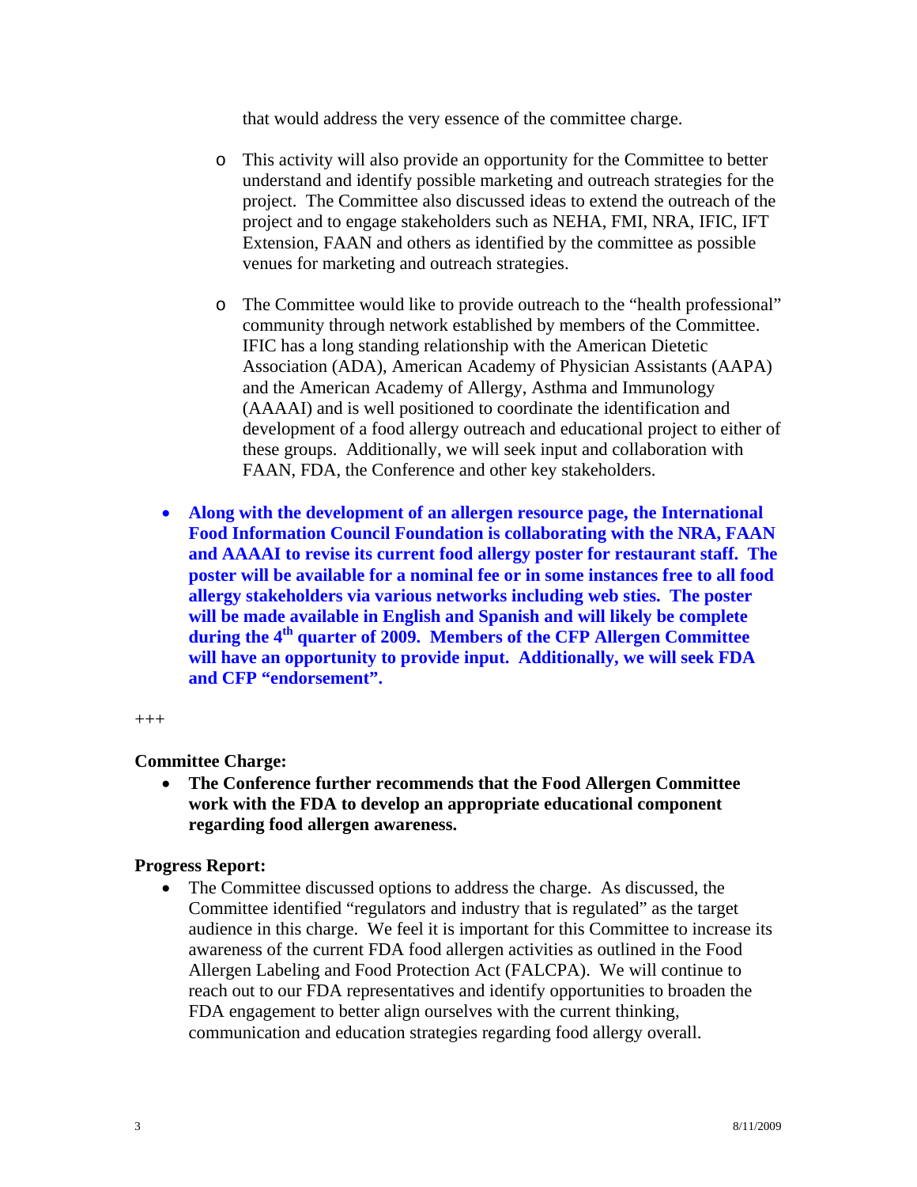that would address the very essence of the committee charge.

  - This activity will also provide an opportunity for the Committee to better understand and identify possible marketing and outreach strategies for the project. The Committee also discussed ideas to extend the outreach of the project and to engage stakeholders such as NEHA, FMI, NRA, IFIC, IFT Extension, FAAN and others as identified by the committee as possible venues for marketing and outreach strategies.

  - The Committee would like to provide outreach to the "health professional" community through network established by members of the Committee. IFIC has a long standing relationship with the American Dietetic Association (ADA), American Academy of Physician Assistants (AAPA) and the American Academy of Allergy, Asthma and Immunology (AAAAI) and is well positioned to coordinate the identification and development of a food allergy outreach and educational project to either of these groups. Additionally, we will seek input and collaboration with FAAN, FDA, the Conference and other key stakeholders.

- **Along with the development of an allergen resource page, the International Food Information Council Foundation is collaborating with the NRA, FAAN and AAAAI to revise its current food allergy poster for restaurant staff. The poster will be available for a nominal fee or in some instances free to all food allergy stakeholders via various networks including web sties. The poster will be made available in English and Spanish and will likely be complete during the 4th quarter of 2009. Members of the CFP Allergen Committee will have an opportunity to provide input. Additionally, we will seek FDA and CFP "endorsement".**

+++

**Committee Charge:**

- **The Conference further recommends that the Food Allergen Committee work with the FDA to develop an appropriate educational component regarding food allergen awareness.**

**Progress Report:**

- The Committee discussed options to address the charge. As discussed, the Committee identified "regulators and industry that is regulated" as the target audience in this charge. We feel it is important for this Committee to increase its awareness of the current FDA food allergen activities as outlined in the Food Allergen Labeling and Food Protection Act (FALCPA). We will continue to reach out to our FDA representatives and identify opportunities to broaden the FDA engagement to better align ourselves with the current thinking, communication and education strategies regarding food allergy overall.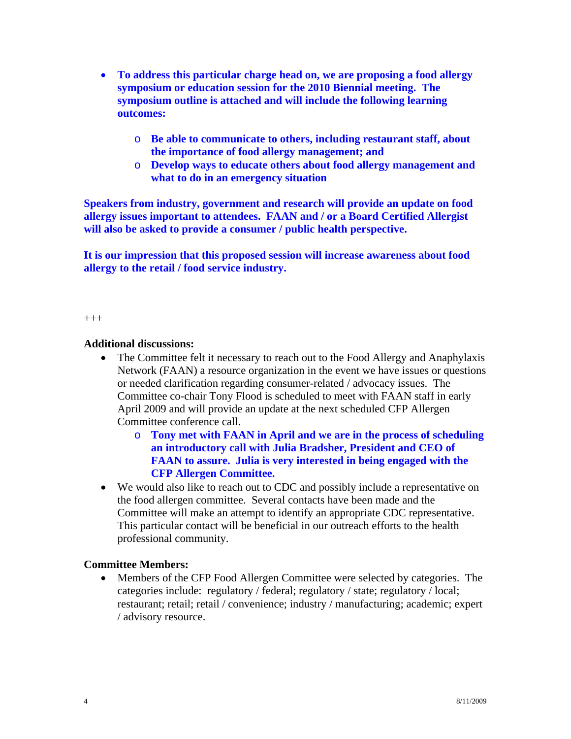- **To address this particular charge head on, we are proposing a food allergy symposium or education session for the 2010 Biennial meeting. The symposium outline is attached and will include the following learning outcomes:**

    - **Be able to communicate to others, including restaurant staff, about the importance of food allergy management; and**
    - **Develop ways to educate others about food allergy management and what to do in an emergency situation**

**Speakers from industry, government and research will provide an update on food allergy issues important to attendees. FAAN and / or a Board Certified Allergist will also be asked to provide a consumer / public health perspective.**

**It is our impression that this proposed session will increase awareness about food allergy to the retail / food service industry.**

+++

**Additional discussions:**

- The Committee felt it necessary to reach out to the Food Allergy and Anaphylaxis Network (FAAN) a resource organization in the event we have issues or questions or needed clarification regarding consumer-related / advocacy issues. The Committee co-chair Tony Flood is scheduled to meet with FAAN staff in early April 2009 and will provide an update at the next scheduled CFP Allergen Committee conference call.
    - **Tony met with FAAN in April and we are in the process of scheduling an introductory call with Julia Bradsher, President and CEO of FAAN to assure. Julia is very interested in being engaged with the CFP Allergen Committee.**
- We would also like to reach out to CDC and possibly include a representative on the food allergen committee. Several contacts have been made and the Committee will make an attempt to identify an appropriate CDC representative. This particular contact will be beneficial in our outreach efforts to the health professional community.

**Committee Members:**

- Members of the CFP Food Allergen Committee were selected by categories. The categories include: regulatory / federal; regulatory / state; regulatory / local; restaurant; retail; retail / convenience; industry / manufacturing; academic; expert / advisory resource.